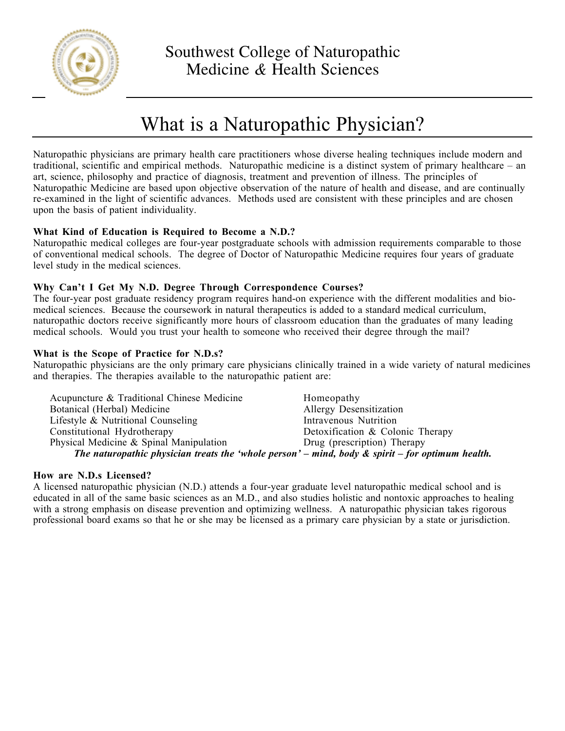# Southwest College of Naturopathic Medicine & Health Sciences

## What is a Naturopathic Physician?

Naturopathic physicians are primary health care practitioners whose diverse healing techniques include modern and traditional, scientific and empirical methods. Naturopathic medicine is a distinct system of primary healthcare – an art, science, philosophy and practice of diagnosis, treatment and prevention of illness. The principles of Naturopathic Medicine are based upon objective observation of the nature of health and disease, and are continually re-examined in the light of scientific advances. Methods used are consistent with these principles and are chosen upon the basis of patient individuality.

**What Kind of Education is Required to Become a N.D.?**

Naturopathic medical colleges are four-year postgraduate schools with admission requirements comparable to those of conventional medical schools. The degree of Doctor of Naturopathic Medicine requires four years of graduate level study in the medical sciences.

**Why Can't I Get My N.D. Degree Through Correspondence Courses?**

The four-year post graduate residency program requires hand-on experience with the different modalities and bio-medical sciences. Because the coursework in natural therapeutics is added to a standard medical curriculum, naturopathic doctors receive significantly more hours of classroom education than the graduates of many leading medical schools. Would you trust your health to someone who received their degree through the mail?

**What is the Scope of Practice for N.D.s?**

Naturopathic physicians are the only primary care physicians clinically trained in a wide variety of natural medicines and therapies. The therapies available to the naturopathic patient are:

- Acupuncture & Traditional Chinese Medicine
- Botanical (Herbal) Medicine
- Lifestyle & Nutritional Counseling
- Constitutional Hydrotherapy
- Physical Medicine & Spinal Manipulation
- Homeopathy
- Allergy Desensitization
- Intravenous Nutrition
- Detoxification & Colonic Therapy
- Drug (prescription) Therapy

***The naturopathic physician treats the 'whole person' – mind, body & spirit – for optimum health.***

**How are N.D.s Licensed?**

A licensed naturopathic physician (N.D.) attends a four-year graduate level naturopathic medical school and is educated in all of the same basic sciences as an M.D., and also studies holistic and nontoxic approaches to healing with a strong emphasis on disease prevention and optimizing wellness. A naturopathic physician takes rigorous professional board exams so that he or she may be licensed as a primary care physician by a state or jurisdiction.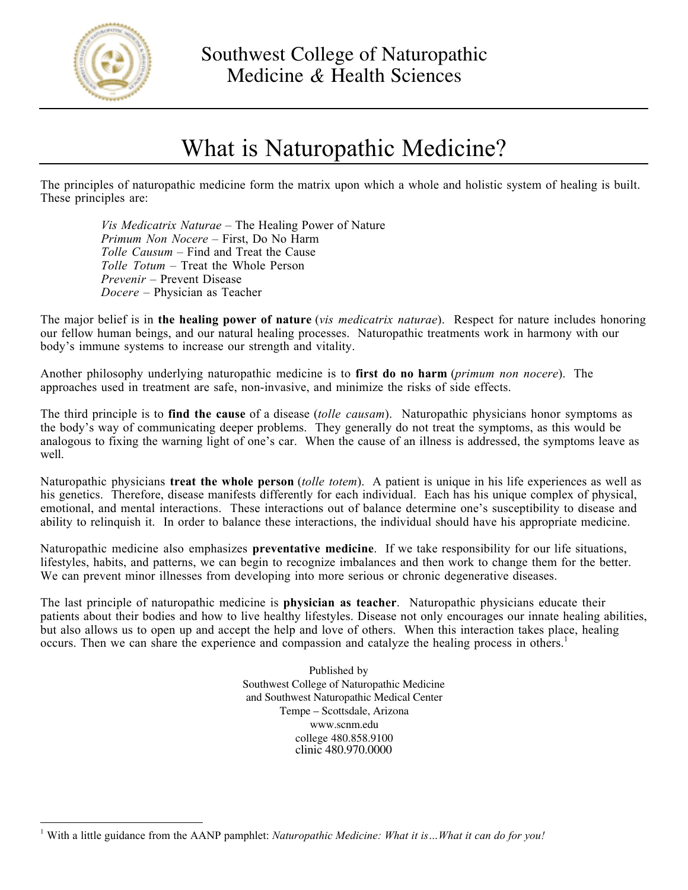# Southwest College of Naturopathic Medicine & Health Sciences

## What is Naturopathic Medicine?

The principles of naturopathic medicine form the matrix upon which a whole and holistic system of healing is built. These principles are:

*Vis Medicatrix Naturae* – The Healing Power of Nature
*Primum Non Nocere* – First, Do No Harm
*Tolle Causum* – Find and Treat the Cause
*Tolle Totum* – Treat the Whole Person
*Prevenir* – Prevent Disease
*Docere* – Physician as Teacher

The major belief is in **the healing power of nature** (*vis medicatrix naturae*). Respect for nature includes honoring our fellow human beings, and our natural healing processes. Naturopathic treatments work in harmony with our body's immune systems to increase our strength and vitality.

Another philosophy underlying naturopathic medicine is to **first do no harm** (*primum non nocere*). The approaches used in treatment are safe, non-invasive, and minimize the risks of side effects.

The third principle is to **find the cause** of a disease (*tolle causam*). Naturopathic physicians honor symptoms as the body's way of communicating deeper problems. They generally do not treat the symptoms, as this would be analogous to fixing the warning light of one's car. When the cause of an illness is addressed, the symptoms leave as well.

Naturopathic physicians **treat the whole person** (*tolle totem*). A patient is unique in his life experiences as well as his genetics. Therefore, disease manifests differently for each individual. Each has his unique complex of physical, emotional, and mental interactions. These interactions out of balance determine one's susceptibility to disease and ability to relinquish it. In order to balance these interactions, the individual should have his appropriate medicine.

Naturopathic medicine also emphasizes **preventative medicine**. If we take responsibility for our life situations, lifestyles, habits, and patterns, we can begin to recognize imbalances and then work to change them for the better. We can prevent minor illnesses from developing into more serious or chronic degenerative diseases.

The last principle of naturopathic medicine is **physician as teacher**. Naturopathic physicians educate their patients about their bodies and how to live healthy lifestyles. Disease not only encourages our innate healing abilities, but also allows us to open up and accept the help and love of others. When this interaction takes place, healing occurs. Then we can share the experience and compassion and catalyze the healing process in others.[1]

Published by
Southwest College of Naturopathic Medicine
and Southwest Naturopathic Medical Center
Tempe – Scottsdale, Arizona
www.scnm.edu
college 480.858.9100
clinic 480.970.0000

[1] With a little guidance from the AANP pamphlet: *Naturopathic Medicine: What it is…What it can do for you!*